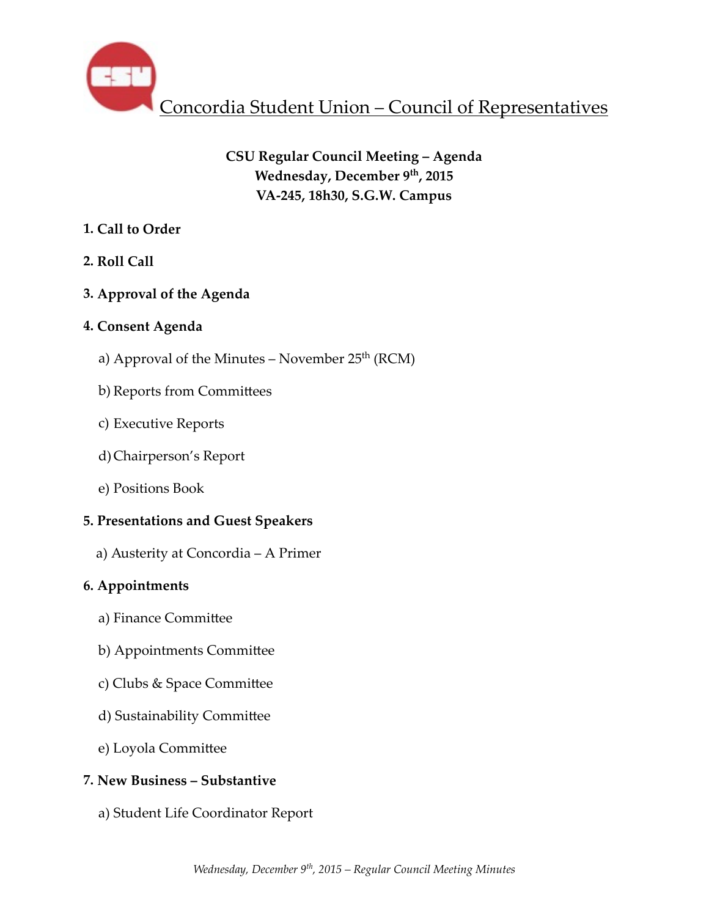# Concordia Student Union – Council of Representatives

**CSU Regular Council Meeting – Agenda**
**Wednesday, December 9th, 2015**
**VA-245, 18h30, S.G.W. Campus**

**1. Call to Order**

**2. Roll Call**

**3. Approval of the Agenda**

**4. Consent Agenda**

a) Approval of the Minutes – November 25th (RCM)

b) Reports from Committees

c) Executive Reports

d) Chairperson's Report

e) Positions Book

**5. Presentations and Guest Speakers**

a) Austerity at Concordia – A Primer

**6. Appointments**

a) Finance Committee

b) Appointments Committee

c) Clubs & Space Committee

d) Sustainability Committee

e) Loyola Committee

**7. New Business – Substantive**

a) Student Life Coordinator Report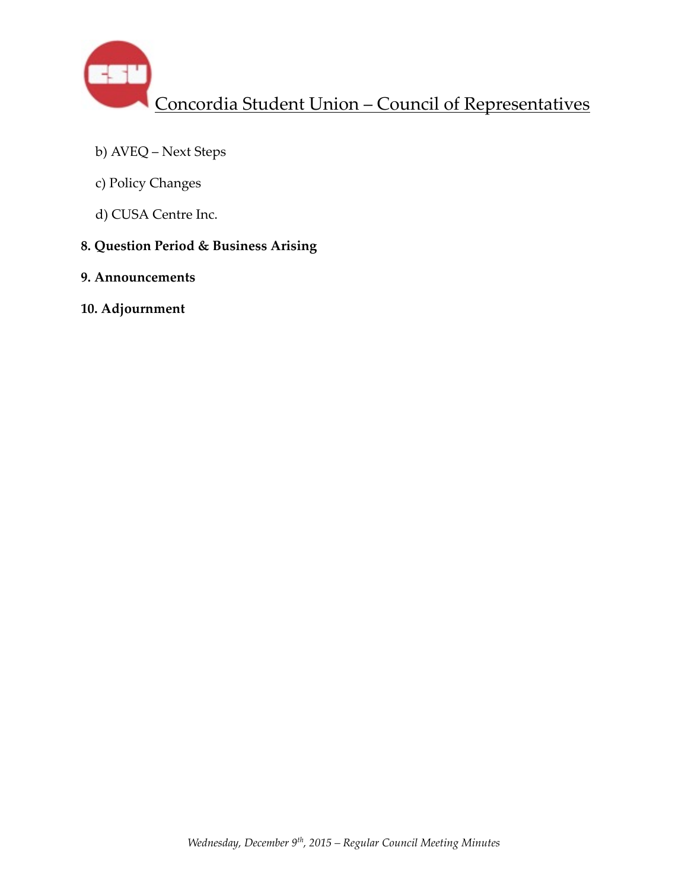b) AVEQ – Next Steps

c) Policy Changes

d) CUSA Centre Inc.

**8. Question Period & Business Arising**

**9. Announcements**

**10. Adjournment**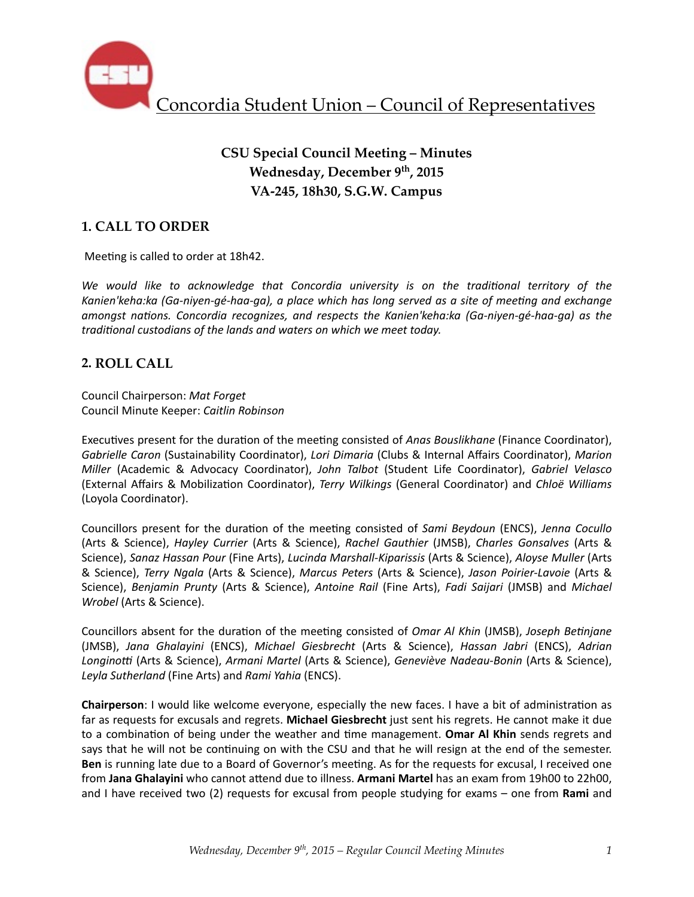# Concordia Student Union – Council of Representatives

**CSU Special Council Meeting – Minutes**
**Wednesday, December 9th, 2015**
**VA-245, 18h30, S.G.W. Campus**

## 1. CALL TO ORDER

Meeting is called to order at 18h42.

*We would like to acknowledge that Concordia university is on the traditional territory of the Kanien'keha:ka (Ga-niyen-gé-haa-ga), a place which has long served as a site of meeting and exchange amongst nations. Concordia recognizes, and respects the Kanien'keha:ka (Ga-niyen-gé-haa-ga) as the traditional custodians of the lands and waters on which we meet today.*

## 2. ROLL CALL

Council Chairperson: *Mat Forget*
Council Minute Keeper: *Caitlin Robinson*

Executives present for the duration of the meeting consisted of *Anas Bouslikhane* (Finance Coordinator), *Gabrielle Caron* (Sustainability Coordinator), *Lori Dimaria* (Clubs & Internal Affairs Coordinator), *Marion Miller* (Academic & Advocacy Coordinator), *John Talbot* (Student Life Coordinator), *Gabriel Velasco* (External Affairs & Mobilization Coordinator), *Terry Wilkings* (General Coordinator) and *Chloë Williams* (Loyola Coordinator).

Councillors present for the duration of the meeting consisted of *Sami Beydoun* (ENCS), *Jenna Cocullo* (Arts & Science), *Hayley Currier* (Arts & Science), *Rachel Gauthier* (JMSB), *Charles Gonsalves* (Arts & Science), *Sanaz Hassan Pour* (Fine Arts), *Lucinda Marshall-Kiparissis* (Arts & Science), *Aloyse Muller* (Arts & Science), *Terry Ngala* (Arts & Science), *Marcus Peters* (Arts & Science), *Jason Poirier-Lavoie* (Arts & Science), *Benjamin Prunty* (Arts & Science), *Antoine Rail* (Fine Arts), *Fadi Saijari* (JMSB) and *Michael Wrobel* (Arts & Science).

Councillors absent for the duration of the meeting consisted of *Omar Al Khin* (JMSB), *Joseph Betinjane* (JMSB), *Jana Ghalayini* (ENCS), *Michael Giesbrecht* (Arts & Science), *Hassan Jabri* (ENCS), *Adrian Longinotti* (Arts & Science), *Armani Martel* (Arts & Science), *Geneviève Nadeau-Bonin* (Arts & Science), *Leyla Sutherland* (Fine Arts) and *Rami Yahia* (ENCS).

**Chairperson**: I would like welcome everyone, especially the new faces. I have a bit of administration as far as requests for excusals and regrets. **Michael Giesbrecht** just sent his regrets. He cannot make it due to a combination of being under the weather and time management. **Omar Al Khin** sends regrets and says that he will not be continuing on with the CSU and that he will resign at the end of the semester. **Ben** is running late due to a Board of Governor's meeting. As for the requests for excusal, I received one from **Jana Ghalayini** who cannot attend due to illness. **Armani Martel** has an exam from 19h00 to 22h00, and I have received two (2) requests for excusal from people studying for exams – one from **Rami** and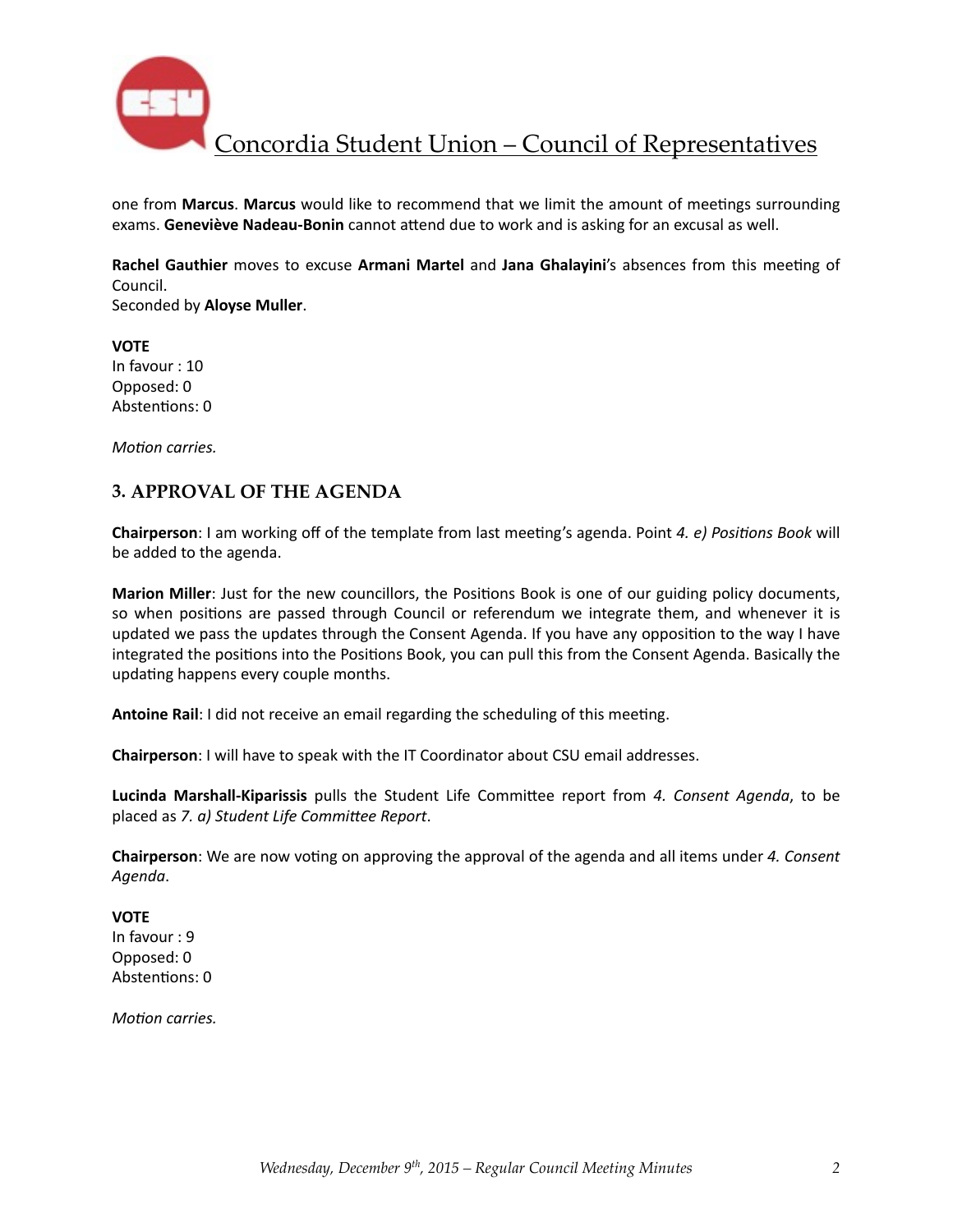one from **Marcus**. **Marcus** would like to recommend that we limit the amount of meetings surrounding exams. **Geneviève Nadeau-Bonin** cannot attend due to work and is asking for an excusal as well.

**Rachel Gauthier** moves to excuse **Armani Martel** and **Jana Ghalayini**'s absences from this meeting of Council.
Seconded by **Aloyse Muller**.

**VOTE**
In favour : 10
Opposed: 0
Abstentions: 0

*Motion carries.*

## 3. APPROVAL OF THE AGENDA

**Chairperson**: I am working off of the template from last meeting's agenda. Point *4. e) Positions Book* will be added to the agenda.

**Marion Miller**: Just for the new councillors, the Positions Book is one of our guiding policy documents, so when positions are passed through Council or referendum we integrate them, and whenever it is updated we pass the updates through the Consent Agenda. If you have any opposition to the way I have integrated the positions into the Positions Book, you can pull this from the Consent Agenda. Basically the updating happens every couple months.

**Antoine Rail**: I did not receive an email regarding the scheduling of this meeting.

**Chairperson**: I will have to speak with the IT Coordinator about CSU email addresses.

**Lucinda Marshall-Kiparissis** pulls the Student Life Committee report from *4. Consent Agenda*, to be placed as *7. a) Student Life Committee Report*.

**Chairperson**: We are now voting on approving the approval of the agenda and all items under *4. Consent Agenda*.

**VOTE**
In favour : 9
Opposed: 0
Abstentions: 0

*Motion carries.*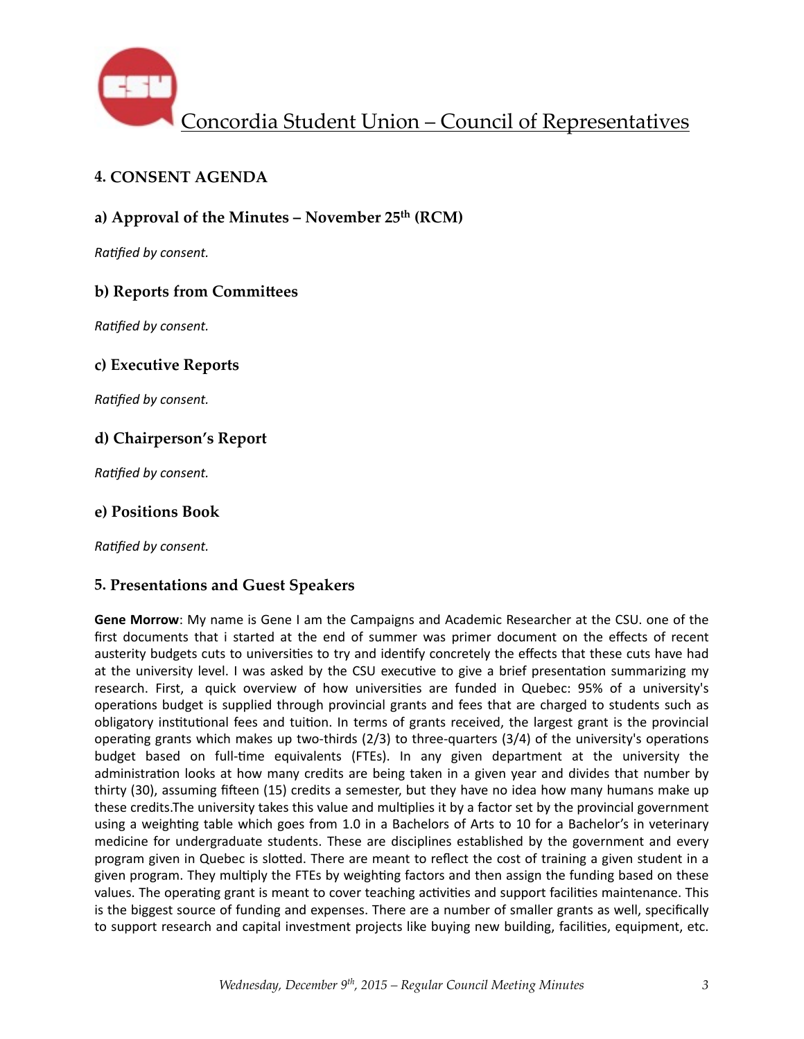## 4. CONSENT AGENDA

### a) Approval of the Minutes – November 25th (RCM)

*Ratified by consent.*

### b) Reports from Committees

*Ratified by consent.*

### c) Executive Reports

*Ratified by consent.*

### d) Chairperson's Report

*Ratified by consent.*

### e) Positions Book

*Ratified by consent.*

## 5. Presentations and Guest Speakers

**Gene Morrow**: My name is Gene I am the Campaigns and Academic Researcher at the CSU. one of the first documents that i started at the end of summer was primer document on the effects of recent austerity budgets cuts to universities to try and identify concretely the effects that these cuts have had at the university level. I was asked by the CSU executive to give a brief presentation summarizing my research. First, a quick overview of how universities are funded in Quebec: 95% of a university's operations budget is supplied through provincial grants and fees that are charged to students such as obligatory institutional fees and tuition. In terms of grants received, the largest grant is the provincial operating grants which makes up two-thirds (2/3) to three-quarters (3/4) of the university's operations budget based on full-time equivalents (FTEs). In any given department at the university the administration looks at how many credits are being taken in a given year and divides that number by thirty (30), assuming fifteen (15) credits a semester, but they have no idea how many humans make up these credits.The university takes this value and multiplies it by a factor set by the provincial government using a weighting table which goes from 1.0 in a Bachelors of Arts to 10 for a Bachelor's in veterinary medicine for undergraduate students. These are disciplines established by the government and every program given in Quebec is slotted. There are meant to reflect the cost of training a given student in a given program. They multiply the FTEs by weighting factors and then assign the funding based on these values. The operating grant is meant to cover teaching activities and support facilities maintenance. This is the biggest source of funding and expenses. There are a number of smaller grants as well, specifically to support research and capital investment projects like buying new building, facilities, equipment, etc.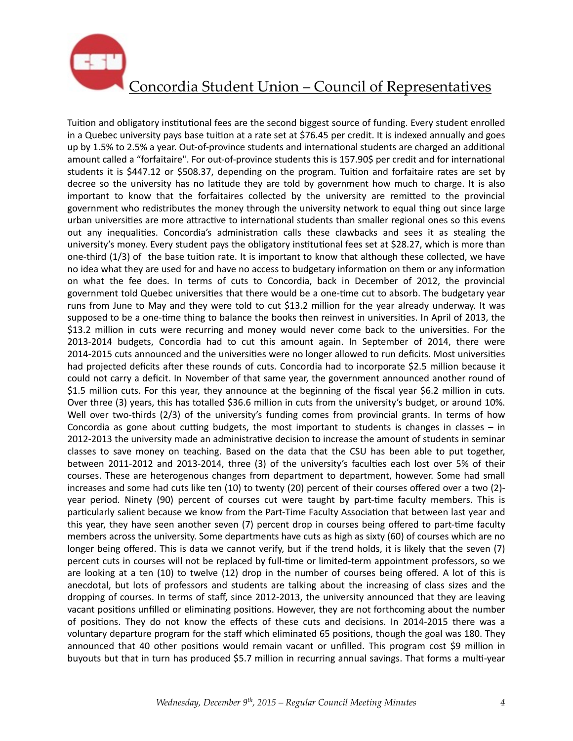Tuition and obligatory institutional fees are the second biggest source of funding. Every student enrolled in a Quebec university pays base tuition at a rate set at $76.45 per credit. It is indexed annually and goes up by 1.5% to 2.5% a year. Out-of-province students and international students are charged an additional amount called a "forfaitaire". For out-of-province students this is 157.90$ per credit and for international students it is $447.12 or $508.37, depending on the program. Tuition and forfaitaire rates are set by decree so the university has no latitude they are told by government how much to charge. It is also important to know that the forfaitaires collected by the university are remitted to the provincial government who redistributes the money through the university network to equal thing out since large urban universities are more attractive to international students than smaller regional ones so this evens out any inequalities. Concordia's administration calls these clawbacks and sees it as stealing the university's money. Every student pays the obligatory institutional fees set at $28.27, which is more than one-third (1/3) of the base tuition rate. It is important to know that although these collected, we have no idea what they are used for and have no access to budgetary information on them or any information on what the fee does. In terms of cuts to Concordia, back in December of 2012, the provincial government told Quebec universities that there would be a one-time cut to absorb. The budgetary year runs from June to May and they were told to cut $13.2 million for the year already underway. It was supposed to be a one-time thing to balance the books then reinvest in universities. In April of 2013, the $13.2 million in cuts were recurring and money would never come back to the universities. For the 2013-2014 budgets, Concordia had to cut this amount again. In September of 2014, there were 2014-2015 cuts announced and the universities were no longer allowed to run deficits. Most universities had projected deficits after these rounds of cuts. Concordia had to incorporate $2.5 million because it could not carry a deficit. In November of that same year, the government announced another round of $1.5 million cuts. For this year, they announce at the beginning of the fiscal year $6.2 million in cuts. Over three (3) years, this has totalled $36.6 million in cuts from the university's budget, or around 10%. Well over two-thirds (2/3) of the university's funding comes from provincial grants. In terms of how Concordia as gone about cutting budgets, the most important to students is changes in classes – in 2012-2013 the university made an administrative decision to increase the amount of students in seminar classes to save money on teaching. Based on the data that the CSU has been able to put together, between 2011-2012 and 2013-2014, three (3) of the university's faculties each lost over 5% of their courses. These are heterogenous changes from department to department, however. Some had small increases and some had cuts like ten (10) to twenty (20) percent of their courses offered over a two (2)-year period. Ninety (90) percent of courses cut were taught by part-time faculty members. This is particularly salient because we know from the Part-Time Faculty Association that between last year and this year, they have seen another seven (7) percent drop in courses being offered to part-time faculty members across the university. Some departments have cuts as high as sixty (60) of courses which are no longer being offered. This is data we cannot verify, but if the trend holds, it is likely that the seven (7) percent cuts in courses will not be replaced by full-time or limited-term appointment professors, so we are looking at a ten (10) to twelve (12) drop in the number of courses being offered. A lot of this is anecdotal, but lots of professors and students are talking about the increasing of class sizes and the dropping of courses. In terms of staff, since 2012-2013, the university announced that they are leaving vacant positions unfilled or eliminating positions. However, they are not forthcoming about the number of positions. They do not know the effects of these cuts and decisions. In 2014-2015 there was a voluntary departure program for the staff which eliminated 65 positions, though the goal was 180. They announced that 40 other positions would remain vacant or unfilled. This program cost $9 million in buyouts but that in turn has produced $5.7 million in recurring annual savings. That forms a multi-year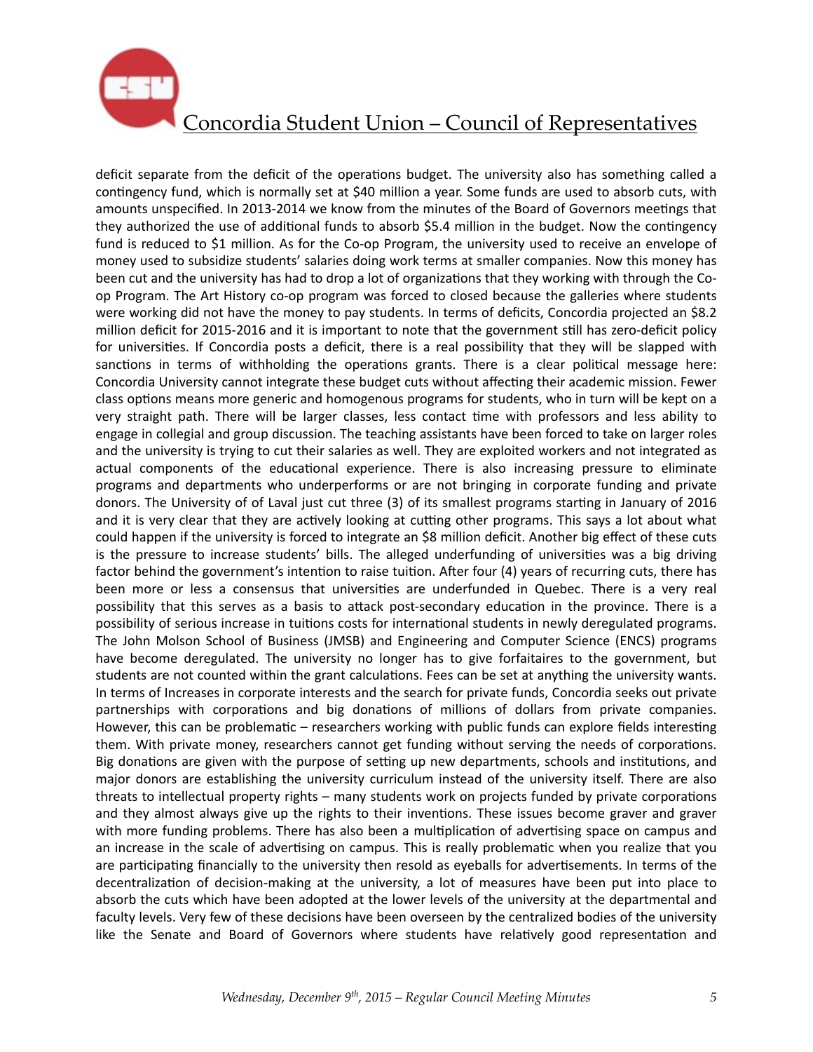deficit separate from the deficit of the operations budget. The university also has something called a contingency fund, which is normally set at $40 million a year. Some funds are used to absorb cuts, with amounts unspecified. In 2013-2014 we know from the minutes of the Board of Governors meetings that they authorized the use of additional funds to absorb $5.4 million in the budget. Now the contingency fund is reduced to $1 million. As for the Co-op Program, the university used to receive an envelope of money used to subsidize students' salaries doing work terms at smaller companies. Now this money has been cut and the university has had to drop a lot of organizations that they working with through the Co-op Program. The Art History co-op program was forced to closed because the galleries where students were working did not have the money to pay students. In terms of deficits, Concordia projected an $8.2 million deficit for 2015-2016 and it is important to note that the government still has zero-deficit policy for universities. If Concordia posts a deficit, there is a real possibility that they will be slapped with sanctions in terms of withholding the operations grants. There is a clear political message here: Concordia University cannot integrate these budget cuts without affecting their academic mission. Fewer class options means more generic and homogenous programs for students, who in turn will be kept on a very straight path. There will be larger classes, less contact time with professors and less ability to engage in collegial and group discussion. The teaching assistants have been forced to take on larger roles and the university is trying to cut their salaries as well. They are exploited workers and not integrated as actual components of the educational experience. There is also increasing pressure to eliminate programs and departments who underperforms or are not bringing in corporate funding and private donors. The University of of Laval just cut three (3) of its smallest programs starting in January of 2016 and it is very clear that they are actively looking at cutting other programs. This says a lot about what could happen if the university is forced to integrate an $8 million deficit. Another big effect of these cuts is the pressure to increase students' bills. The alleged underfunding of universities was a big driving factor behind the government's intention to raise tuition. After four (4) years of recurring cuts, there has been more or less a consensus that universities are underfunded in Quebec. There is a very real possibility that this serves as a basis to attack post-secondary education in the province. There is a possibility of serious increase in tuitions costs for international students in newly deregulated programs. The John Molson School of Business (JMSB) and Engineering and Computer Science (ENCS) programs have become deregulated. The university no longer has to give forfaitaires to the government, but students are not counted within the grant calculations. Fees can be set at anything the university wants. In terms of Increases in corporate interests and the search for private funds, Concordia seeks out private partnerships with corporations and big donations of millions of dollars from private companies. However, this can be problematic – researchers working with public funds can explore fields interesting them. With private money, researchers cannot get funding without serving the needs of corporations. Big donations are given with the purpose of setting up new departments, schools and institutions, and major donors are establishing the university curriculum instead of the university itself. There are also threats to intellectual property rights – many students work on projects funded by private corporations and they almost always give up the rights to their inventions. These issues become graver and graver with more funding problems. There has also been a multiplication of advertising space on campus and an increase in the scale of advertising on campus. This is really problematic when you realize that you are participating financially to the university then resold as eyeballs for advertisements. In terms of the decentralization of decision-making at the university, a lot of measures have been put into place to absorb the cuts which have been adopted at the lower levels of the university at the departmental and faculty levels. Very few of these decisions have been overseen by the centralized bodies of the university like the Senate and Board of Governors where students have relatively good representation and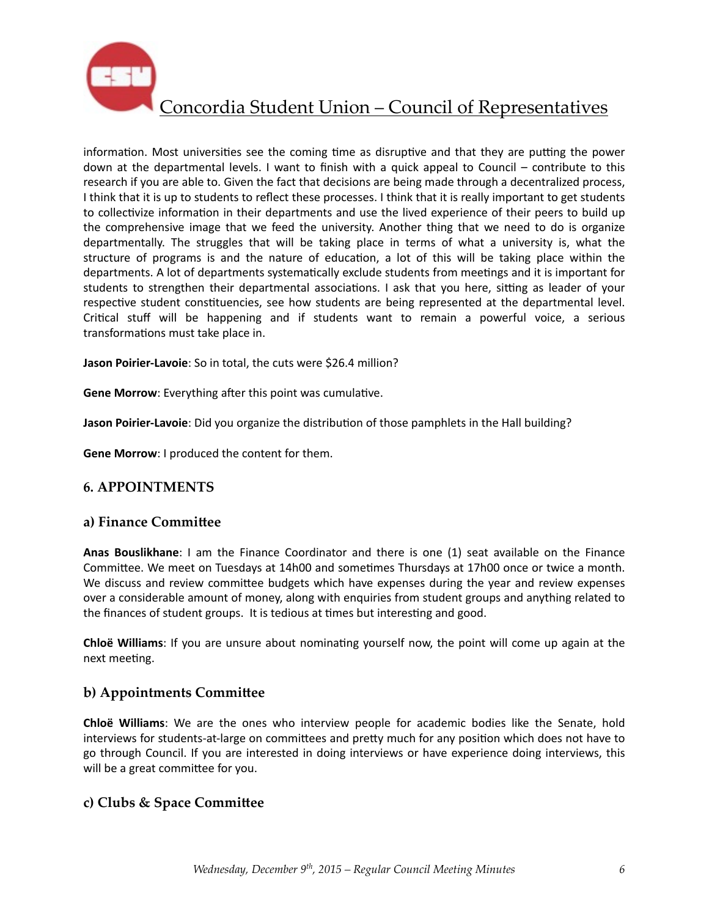information. Most universities see the coming time as disruptive and that they are putting the power down at the departmental levels. I want to finish with a quick appeal to Council – contribute to this research if you are able to. Given the fact that decisions are being made through a decentralized process, I think that it is up to students to reflect these processes. I think that it is really important to get students to collectivize information in their departments and use the lived experience of their peers to build up the comprehensive image that we feed the university. Another thing that we need to do is organize departmentally. The struggles that will be taking place in terms of what a university is, what the structure of programs is and the nature of education, a lot of this will be taking place within the departments. A lot of departments systematically exclude students from meetings and it is important for students to strengthen their departmental associations. I ask that you here, sitting as leader of your respective student constituencies, see how students are being represented at the departmental level. Critical stuff will be happening and if students want to remain a powerful voice, a serious transformations must take place in.

**Jason Poirier-Lavoie**: So in total, the cuts were $26.4 million?

**Gene Morrow**: Everything after this point was cumulative.

**Jason Poirier-Lavoie**: Did you organize the distribution of those pamphlets in the Hall building?

**Gene Morrow**: I produced the content for them.

## 6. APPOINTMENTS

### a) Finance Committee

**Anas Bouslikhane**: I am the Finance Coordinator and there is one (1) seat available on the Finance Committee. We meet on Tuesdays at 14h00 and sometimes Thursdays at 17h00 once or twice a month. We discuss and review committee budgets which have expenses during the year and review expenses over a considerable amount of money, along with enquiries from student groups and anything related to the finances of student groups. It is tedious at times but interesting and good.

**Chloë Williams**: If you are unsure about nominating yourself now, the point will come up again at the next meeting.

### b) Appointments Committee

**Chloë Williams**: We are the ones who interview people for academic bodies like the Senate, hold interviews for students-at-large on committees and pretty much for any position which does not have to go through Council. If you are interested in doing interviews or have experience doing interviews, this will be a great committee for you.

### c) Clubs & Space Committee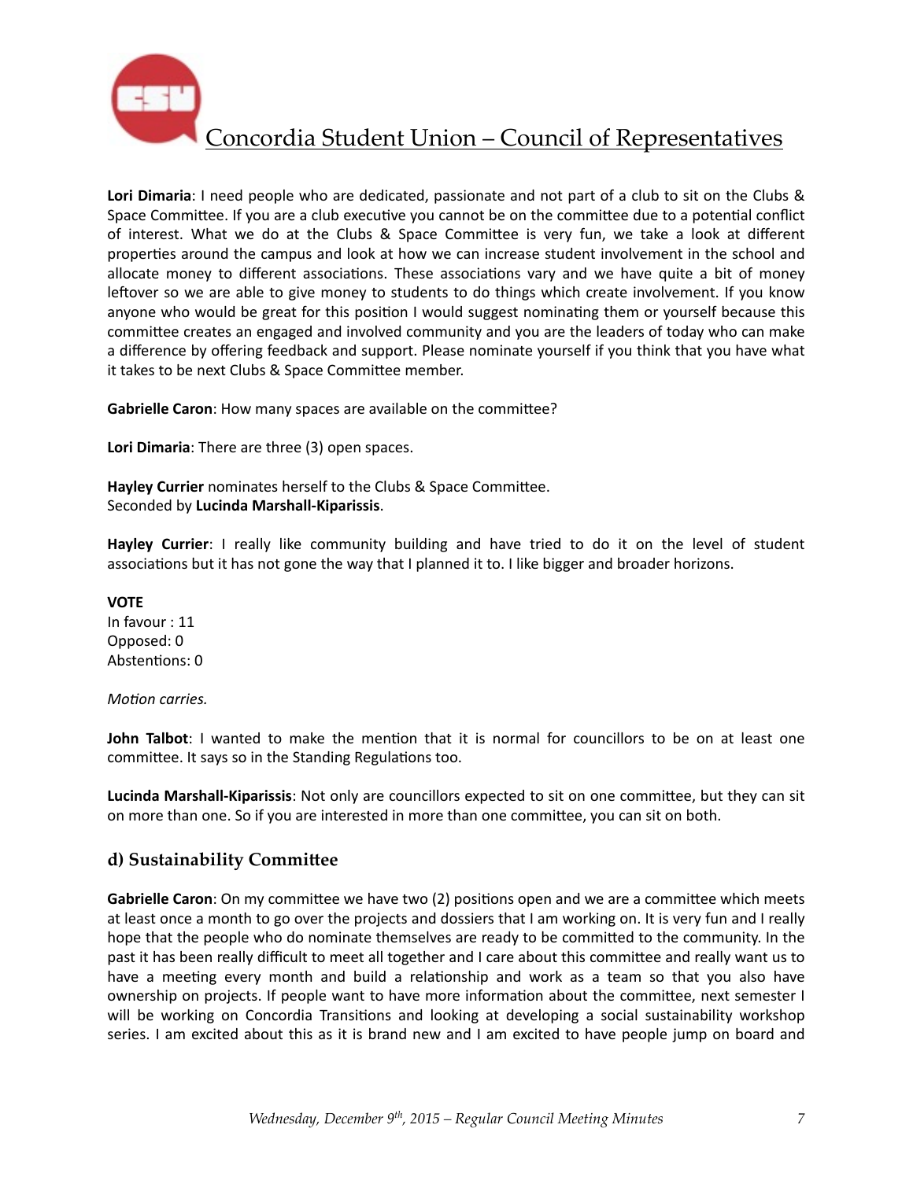**Lori Dimaria**: I need people who are dedicated, passionate and not part of a club to sit on the Clubs & Space Committee. If you are a club executive you cannot be on the committee due to a potential conflict of interest. What we do at the Clubs & Space Committee is very fun, we take a look at different properties around the campus and look at how we can increase student involvement in the school and allocate money to different associations. These associations vary and we have quite a bit of money leftover so we are able to give money to students to do things which create involvement. If you know anyone who would be great for this position I would suggest nominating them or yourself because this committee creates an engaged and involved community and you are the leaders of today who can make a difference by offering feedback and support. Please nominate yourself if you think that you have what it takes to be next Clubs & Space Committee member.

**Gabrielle Caron**: How many spaces are available on the committee?

**Lori Dimaria**: There are three (3) open spaces.

**Hayley Currier** nominates herself to the Clubs & Space Committee.
Seconded by **Lucinda Marshall-Kiparissis**.

**Hayley Currier**: I really like community building and have tried to do it on the level of student associations but it has not gone the way that I planned it to. I like bigger and broader horizons.

**VOTE**
In favour : 11
Opposed: 0
Abstentions: 0

*Motion carries.*

**John Talbot**: I wanted to make the mention that it is normal for councillors to be on at least one committee. It says so in the Standing Regulations too.

**Lucinda Marshall-Kiparissis**: Not only are councillors expected to sit on one committee, but they can sit on more than one. So if you are interested in more than one committee, you can sit on both.

## d) Sustainability Committee

**Gabrielle Caron**: On my committee we have two (2) positions open and we are a committee which meets at least once a month to go over the projects and dossiers that I am working on. It is very fun and I really hope that the people who do nominate themselves are ready to be committed to the community. In the past it has been really difficult to meet all together and I care about this committee and really want us to have a meeting every month and build a relationship and work as a team so that you also have ownership on projects. If people want to have more information about the committee, next semester I will be working on Concordia Transitions and looking at developing a social sustainability workshop series. I am excited about this as it is brand new and I am excited to have people jump on board and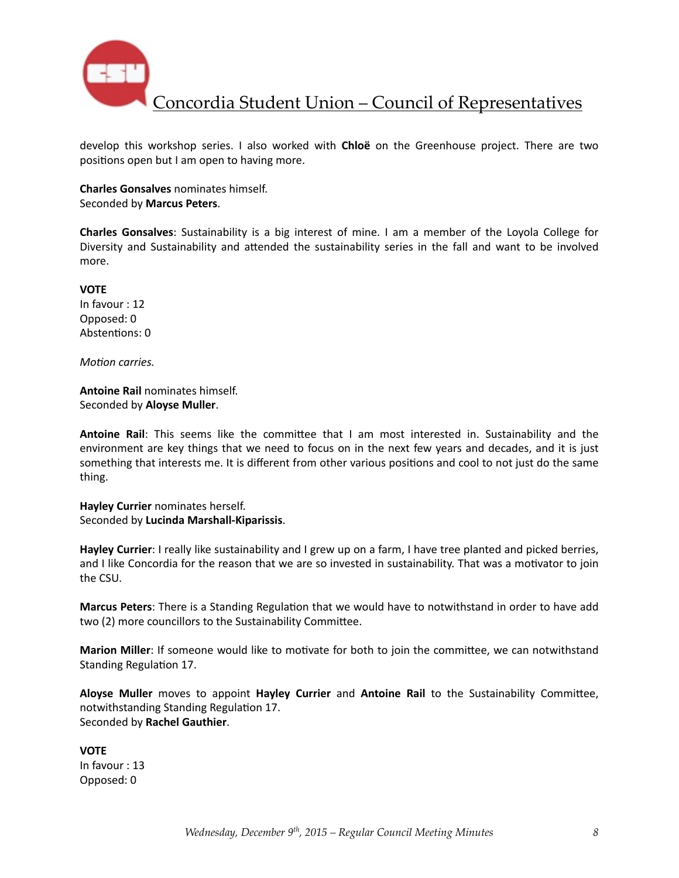develop this workshop series. I also worked with **Chloë** on the Greenhouse project. There are two positions open but I am open to having more.

**Charles Gonsalves** nominates himself.
Seconded by **Marcus Peters**.

**Charles Gonsalves**: Sustainability is a big interest of mine. I am a member of the Loyola College for Diversity and Sustainability and attended the sustainability series in the fall and want to be involved more.

**VOTE**
In favour : 12
Opposed: 0
Abstentions: 0

*Motion carries.*

**Antoine Rail** nominates himself.
Seconded by **Aloyse Muller**.

**Antoine Rail**: This seems like the committee that I am most interested in. Sustainability and the environment are key things that we need to focus on in the next few years and decades, and it is just something that interests me. It is different from other various positions and cool to not just do the same thing.

**Hayley Currier** nominates herself.
Seconded by **Lucinda Marshall-Kiparissis**.

**Hayley Currier**: I really like sustainability and I grew up on a farm, I have tree planted and picked berries, and I like Concordia for the reason that we are so invested in sustainability. That was a motivator to join the CSU.

**Marcus Peters**: There is a Standing Regulation that we would have to notwithstand in order to have add two (2) more councillors to the Sustainability Committee.

**Marion Miller**: If someone would like to motivate for both to join the committee, we can notwithstand Standing Regulation 17.

**Aloyse Muller** moves to appoint **Hayley Currier** and **Antoine Rail** to the Sustainability Committee, notwithstanding Standing Regulation 17.
Seconded by **Rachel Gauthier**.

**VOTE**
In favour : 13
Opposed: 0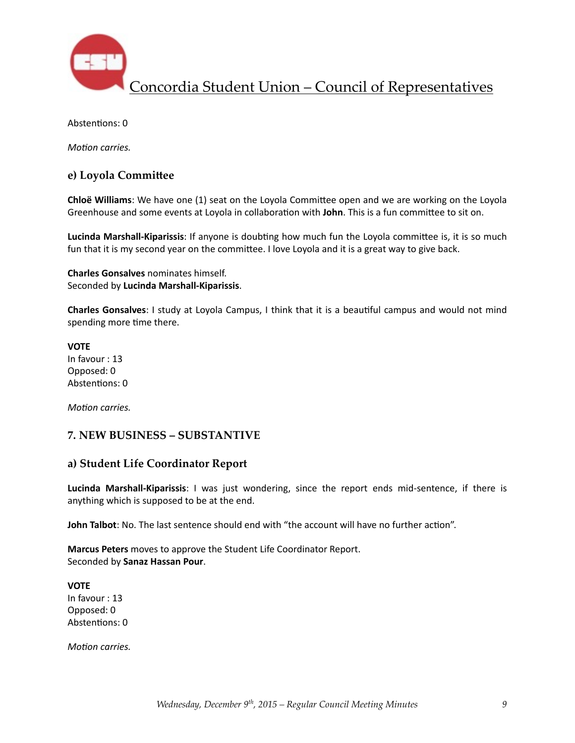Abstentions: 0

*Motion carries.*

### e) Loyola Committee

**Chloë Williams**: We have one (1) seat on the Loyola Committee open and we are working on the Loyola Greenhouse and some events at Loyola in collaboration with **John**. This is a fun committee to sit on.

**Lucinda Marshall-Kiparissis**: If anyone is doubting how much fun the Loyola committee is, it is so much fun that it is my second year on the committee. I love Loyola and it is a great way to give back.

**Charles Gonsalves** nominates himself.
Seconded by **Lucinda Marshall-Kiparissis**.

**Charles Gonsalves**: I study at Loyola Campus, I think that it is a beautiful campus and would not mind spending more time there.

**VOTE**
In favour : 13
Opposed: 0
Abstentions: 0

*Motion carries.*

## 7. NEW BUSINESS – SUBSTANTIVE

### a) Student Life Coordinator Report

**Lucinda Marshall-Kiparissis**: I was just wondering, since the report ends mid-sentence, if there is anything which is supposed to be at the end.

**John Talbot**: No. The last sentence should end with "the account will have no further action".

**Marcus Peters** moves to approve the Student Life Coordinator Report.
Seconded by **Sanaz Hassan Pour**.

**VOTE**
In favour : 13
Opposed: 0
Abstentions: 0

*Motion carries.*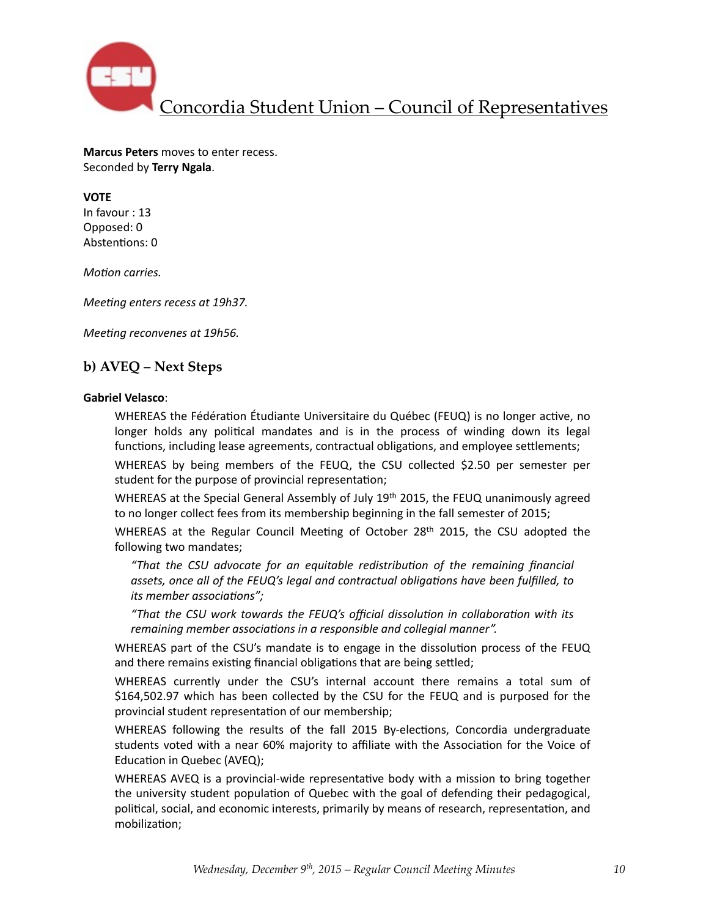**Marcus Peters** moves to enter recess.
Seconded by **Terry Ngala**.

**VOTE**
In favour : 13
Opposed: 0
Abstentions: 0

*Motion carries.*

*Meeting enters recess at 19h37.*

*Meeting reconvenes at 19h56.*

### b) AVEQ – Next Steps

**Gabriel Velasco**:

WHEREAS the Fédération Étudiante Universitaire du Québec (FEUQ) is no longer active, no longer holds any political mandates and is in the process of winding down its legal functions, including lease agreements, contractual obligations, and employee settlements;

WHEREAS by being members of the FEUQ, the CSU collected $2.50 per semester per student for the purpose of provincial representation;

WHEREAS at the Special General Assembly of July 19th 2015, the FEUQ unanimously agreed to no longer collect fees from its membership beginning in the fall semester of 2015;

WHEREAS at the Regular Council Meeting of October 28th 2015, the CSU adopted the following two mandates;

> *"That the CSU advocate for an equitable redistribution of the remaining financial assets, once all of the FEUQ's legal and contractual obligations have been fulfilled, to its member associations";*
>
> *"That the CSU work towards the FEUQ's official dissolution in collaboration with its remaining member associations in a responsible and collegial manner".*

WHEREAS part of the CSU's mandate is to engage in the dissolution process of the FEUQ and there remains existing financial obligations that are being settled;

WHEREAS currently under the CSU's internal account there remains a total sum of $164,502.97 which has been collected by the CSU for the FEUQ and is purposed for the provincial student representation of our membership;

WHEREAS following the results of the fall 2015 By-elections, Concordia undergraduate students voted with a near 60% majority to affiliate with the Association for the Voice of Education in Quebec (AVEQ);

WHEREAS AVEQ is a provincial-wide representative body with a mission to bring together the university student population of Quebec with the goal of defending their pedagogical, political, social, and economic interests, primarily by means of research, representation, and mobilization;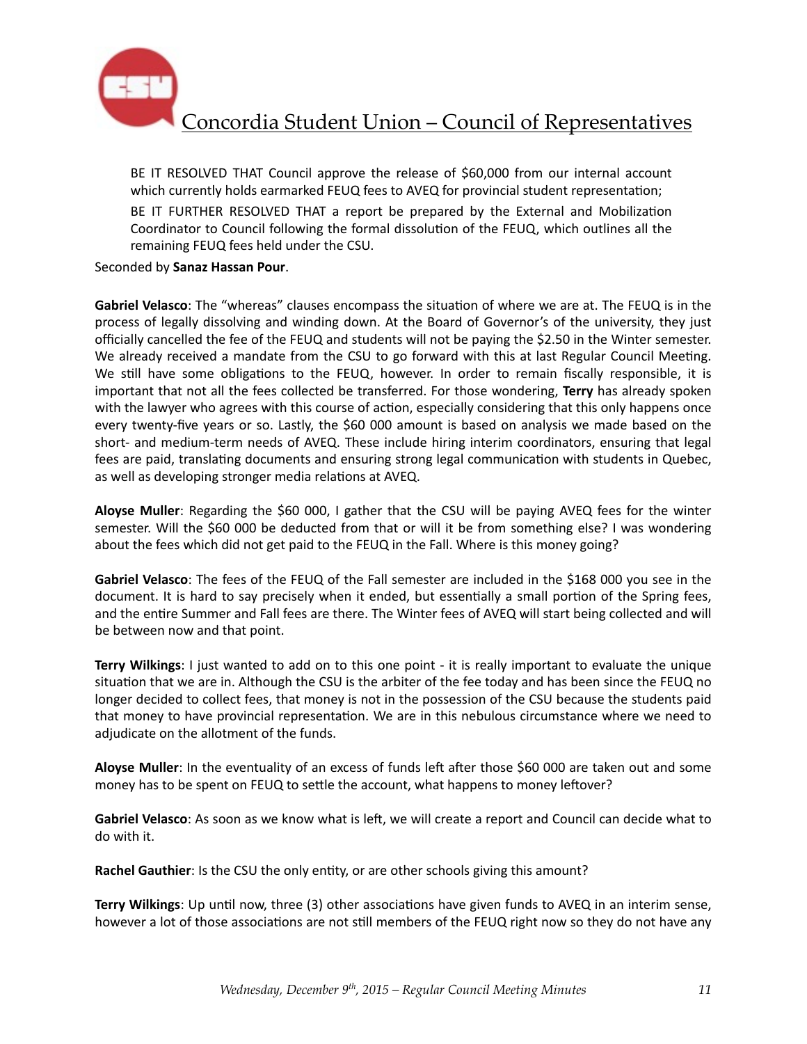BE IT RESOLVED THAT Council approve the release of $60,000 from our internal account which currently holds earmarked FEUQ fees to AVEQ for provincial student representation;

BE IT FURTHER RESOLVED THAT a report be prepared by the External and Mobilization Coordinator to Council following the formal dissolution of the FEUQ, which outlines all the remaining FEUQ fees held under the CSU.

Seconded by **Sanaz Hassan Pour**.

**Gabriel Velasco**: The "whereas" clauses encompass the situation of where we are at. The FEUQ is in the process of legally dissolving and winding down. At the Board of Governor's of the university, they just officially cancelled the fee of the FEUQ and students will not be paying the $2.50 in the Winter semester. We already received a mandate from the CSU to go forward with this at last Regular Council Meeting. We still have some obligations to the FEUQ, however. In order to remain fiscally responsible, it is important that not all the fees collected be transferred. For those wondering, **Terry** has already spoken with the lawyer who agrees with this course of action, especially considering that this only happens once every twenty-five years or so. Lastly, the $60 000 amount is based on analysis we made based on the short- and medium-term needs of AVEQ. These include hiring interim coordinators, ensuring that legal fees are paid, translating documents and ensuring strong legal communication with students in Quebec, as well as developing stronger media relations at AVEQ.

**Aloyse Muller**: Regarding the $60 000, I gather that the CSU will be paying AVEQ fees for the winter semester. Will the $60 000 be deducted from that or will it be from something else? I was wondering about the fees which did not get paid to the FEUQ in the Fall. Where is this money going?

**Gabriel Velasco**: The fees of the FEUQ of the Fall semester are included in the $168 000 you see in the document. It is hard to say precisely when it ended, but essentially a small portion of the Spring fees, and the entire Summer and Fall fees are there. The Winter fees of AVEQ will start being collected and will be between now and that point.

**Terry Wilkings**: I just wanted to add on to this one point - it is really important to evaluate the unique situation that we are in. Although the CSU is the arbiter of the fee today and has been since the FEUQ no longer decided to collect fees, that money is not in the possession of the CSU because the students paid that money to have provincial representation. We are in this nebulous circumstance where we need to adjudicate on the allotment of the funds.

**Aloyse Muller**: In the eventuality of an excess of funds left after those $60 000 are taken out and some money has to be spent on FEUQ to settle the account, what happens to money leftover?

**Gabriel Velasco**: As soon as we know what is left, we will create a report and Council can decide what to do with it.

**Rachel Gauthier**: Is the CSU the only entity, or are other schools giving this amount?

**Terry Wilkings**: Up until now, three (3) other associations have given funds to AVEQ in an interim sense, however a lot of those associations are not still members of the FEUQ right now so they do not have any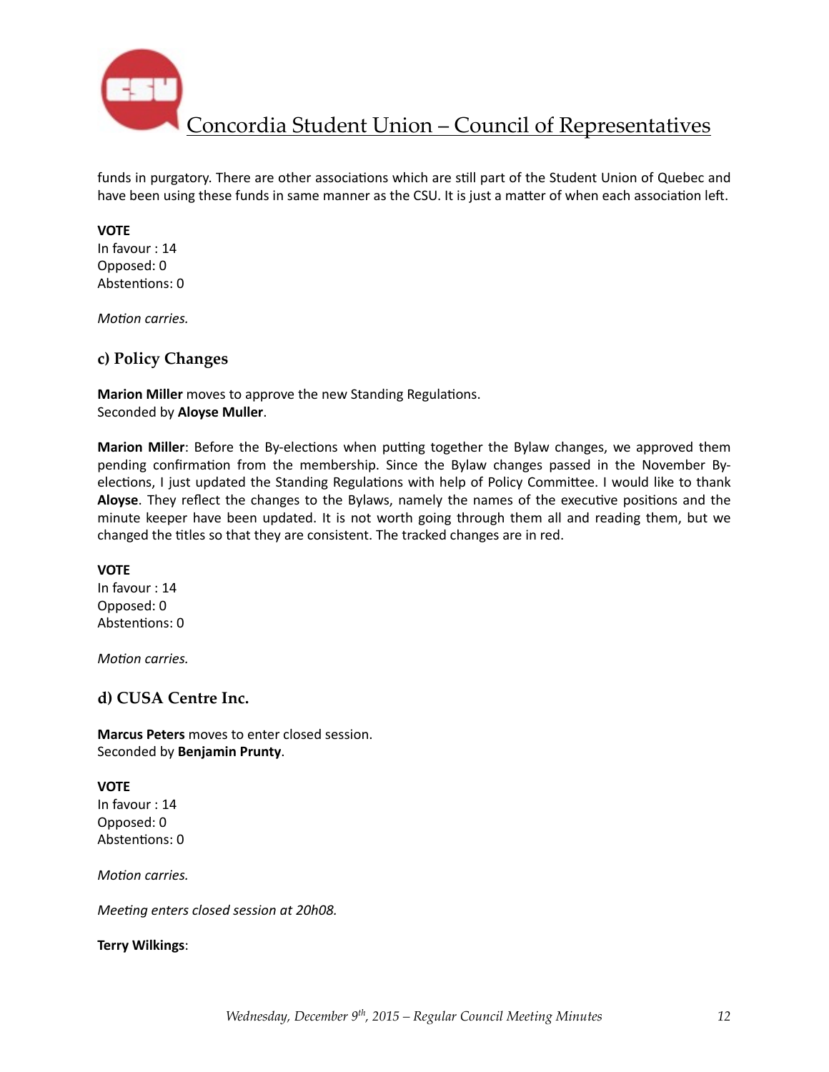funds in purgatory. There are other associations which are still part of the Student Union of Quebec and have been using these funds in same manner as the CSU. It is just a matter of when each association left.

**VOTE**
In favour : 14
Opposed: 0
Abstentions: 0

*Motion carries.*

### c) Policy Changes

**Marion Miller** moves to approve the new Standing Regulations.
Seconded by **Aloyse Muller**.

**Marion Miller**: Before the By-elections when putting together the Bylaw changes, we approved them pending confirmation from the membership. Since the Bylaw changes passed in the November By-elections, I just updated the Standing Regulations with help of Policy Committee. I would like to thank **Aloyse**. They reflect the changes to the Bylaws, namely the names of the executive positions and the minute keeper have been updated. It is not worth going through them all and reading them, but we changed the titles so that they are consistent. The tracked changes are in red.

**VOTE**
In favour : 14
Opposed: 0
Abstentions: 0

*Motion carries.*

### d) CUSA Centre Inc.

**Marcus Peters** moves to enter closed session.
Seconded by **Benjamin Prunty**.

**VOTE**
In favour : 14
Opposed: 0
Abstentions: 0

*Motion carries.*

*Meeting enters closed session at 20h08.*

**Terry Wilkings**: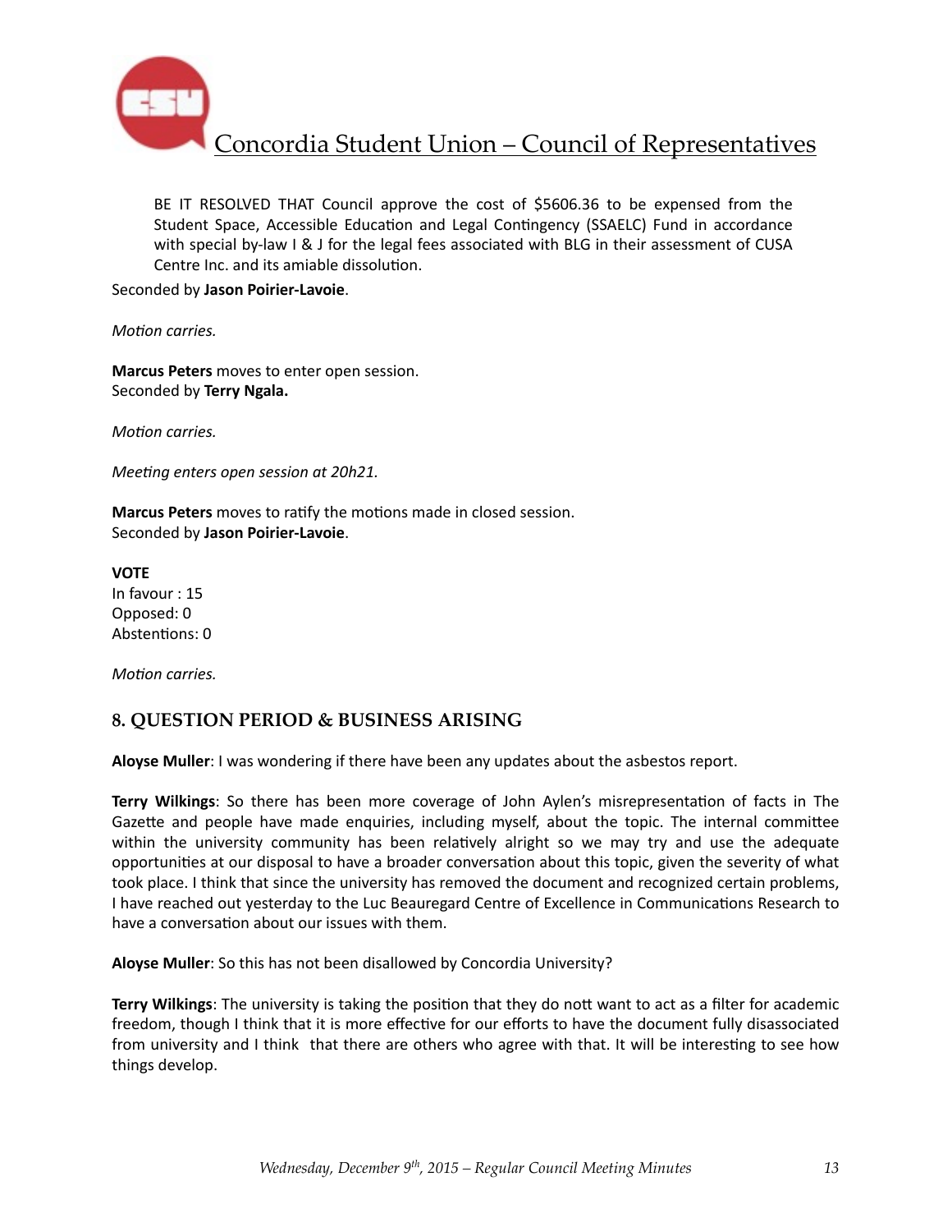BE IT RESOLVED THAT Council approve the cost of $5606.36 to be expensed from the Student Space, Accessible Education and Legal Contingency (SSAELC) Fund in accordance with special by-law I & J for the legal fees associated with BLG in their assessment of CUSA Centre Inc. and its amiable dissolution.

Seconded by **Jason Poirier-Lavoie**.

*Motion carries.*

**Marcus Peters** moves to enter open session.
Seconded by **Terry Ngala.**

*Motion carries.*

*Meeting enters open session at 20h21.*

**Marcus Peters** moves to ratify the motions made in closed session.
Seconded by **Jason Poirier-Lavoie**.

**VOTE**
In favour : 15
Opposed: 0
Abstentions: 0

*Motion carries.*

## 8. QUESTION PERIOD & BUSINESS ARISING

**Aloyse Muller**: I was wondering if there have been any updates about the asbestos report.

**Terry Wilkings**: So there has been more coverage of John Aylen's misrepresentation of facts in The Gazette and people have made enquiries, including myself, about the topic. The internal committee within the university community has been relatively alright so we may try and use the adequate opportunities at our disposal to have a broader conversation about this topic, given the severity of what took place. I think that since the university has removed the document and recognized certain problems, I have reached out yesterday to the Luc Beauregard Centre of Excellence in Communications Research to have a conversation about our issues with them.

**Aloyse Muller**: So this has not been disallowed by Concordia University?

**Terry Wilkings**: The university is taking the position that they do nott want to act as a filter for academic freedom, though I think that it is more effective for our efforts to have the document fully disassociated from university and I think that there are others who agree with that. It will be interesting to see how things develop.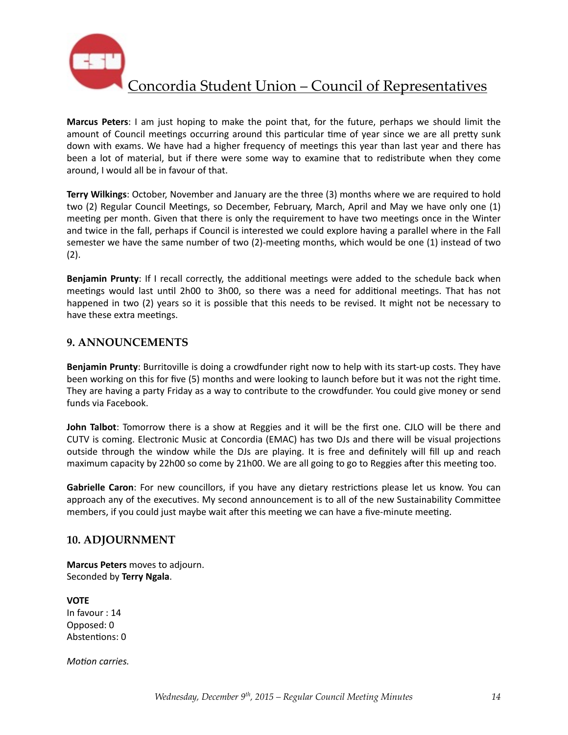**Marcus Peters**: I am just hoping to make the point that, for the future, perhaps we should limit the amount of Council meetings occurring around this particular time of year since we are all pretty sunk down with exams. We have had a higher frequency of meetings this year than last year and there has been a lot of material, but if there were some way to examine that to redistribute when they come around, I would all be in favour of that.

**Terry Wilkings**: October, November and January are the three (3) months where we are required to hold two (2) Regular Council Meetings, so December, February, March, April and May we have only one (1) meeting per month. Given that there is only the requirement to have two meetings once in the Winter and twice in the fall, perhaps if Council is interested we could explore having a parallel where in the Fall semester we have the same number of two (2)-meeting months, which would be one (1) instead of two (2).

**Benjamin Prunty**: If I recall correctly, the additional meetings were added to the schedule back when meetings would last until 2h00 to 3h00, so there was a need for additional meetings. That has not happened in two (2) years so it is possible that this needs to be revised. It might not be necessary to have these extra meetings.

## 9. ANNOUNCEMENTS

**Benjamin Prunty**: Burritoville is doing a crowdfunder right now to help with its start-up costs. They have been working on this for five (5) months and were looking to launch before but it was not the right time. They are having a party Friday as a way to contribute to the crowdfunder. You could give money or send funds via Facebook.

**John Talbot**: Tomorrow there is a show at Reggies and it will be the first one. CJLO will be there and CUTV is coming. Electronic Music at Concordia (EMAC) has two DJs and there will be visual projections outside through the window while the DJs are playing. It is free and definitely will fill up and reach maximum capacity by 22h00 so come by 21h00. We are all going to go to Reggies after this meeting too.

**Gabrielle Caron**: For new councillors, if you have any dietary restrictions please let us know. You can approach any of the executives. My second announcement is to all of the new Sustainability Committee members, if you could just maybe wait after this meeting we can have a five-minute meeting.

## 10. ADJOURNMENT

**Marcus Peters** moves to adjourn.
Seconded by **Terry Ngala**.

**VOTE**
In favour : 14
Opposed: 0
Abstentions: 0

*Motion carries.*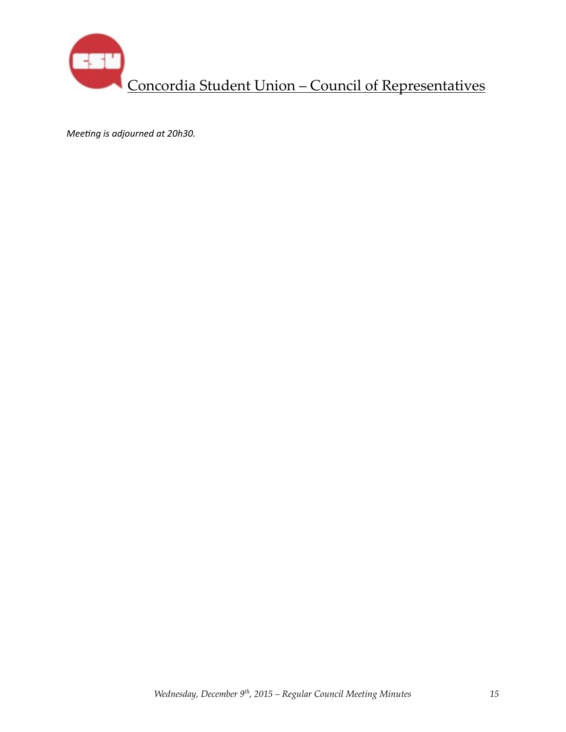*Meeting is adjourned at 20h30.*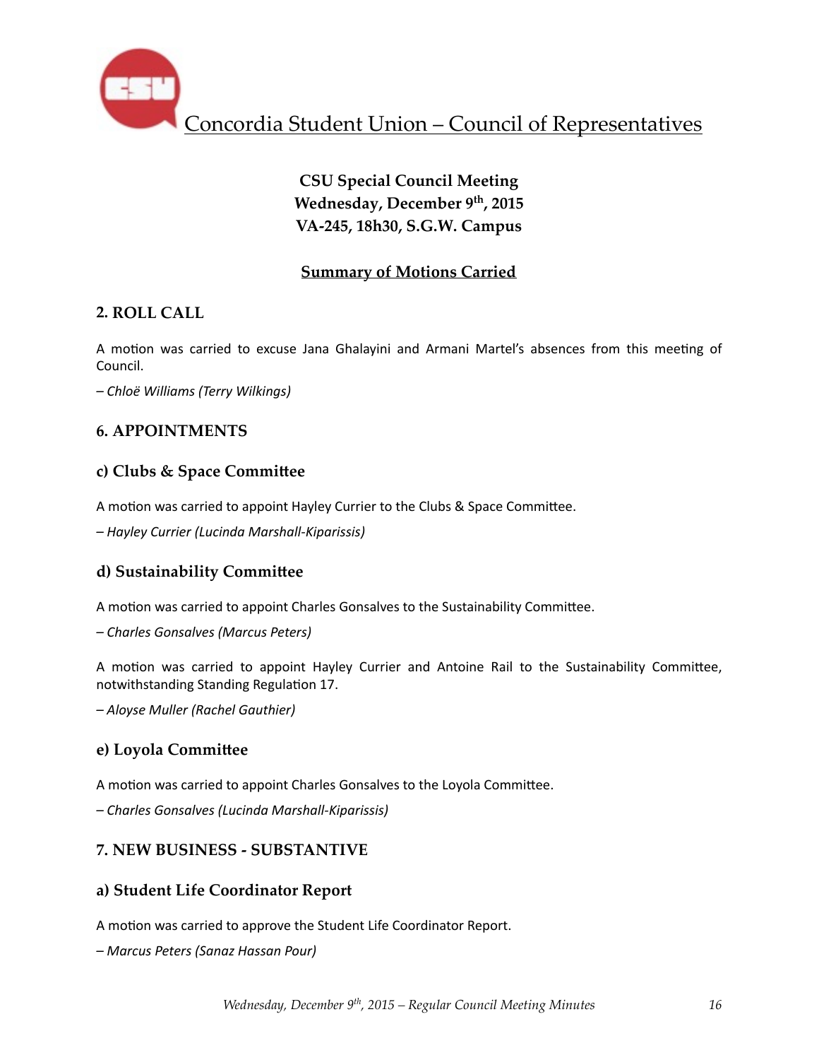Concordia Student Union – Council of Representatives

**CSU Special Council Meeting**
**Wednesday, December 9th, 2015**
**VA-245, 18h30, S.G.W. Campus**

**Summary of Motions Carried**

## 2. ROLL CALL

A motion was carried to excuse Jana Ghalayini and Armani Martel's absences from this meeting of Council.

*– Chloë Williams (Terry Wilkings)*

## 6. APPOINTMENTS

### c) Clubs & Space Committee

A motion was carried to appoint Hayley Currier to the Clubs & Space Committee.

*– Hayley Currier (Lucinda Marshall-Kiparissis)*

### d) Sustainability Committee

A motion was carried to appoint Charles Gonsalves to the Sustainability Committee.

*– Charles Gonsalves (Marcus Peters)*

A motion was carried to appoint Hayley Currier and Antoine Rail to the Sustainability Committee, notwithstanding Standing Regulation 17.

*– Aloyse Muller (Rachel Gauthier)*

### e) Loyola Committee

A motion was carried to appoint Charles Gonsalves to the Loyola Committee.

*– Charles Gonsalves (Lucinda Marshall-Kiparissis)*

## 7. NEW BUSINESS - SUBSTANTIVE

### a) Student Life Coordinator Report

A motion was carried to approve the Student Life Coordinator Report.

*– Marcus Peters (Sanaz Hassan Pour)*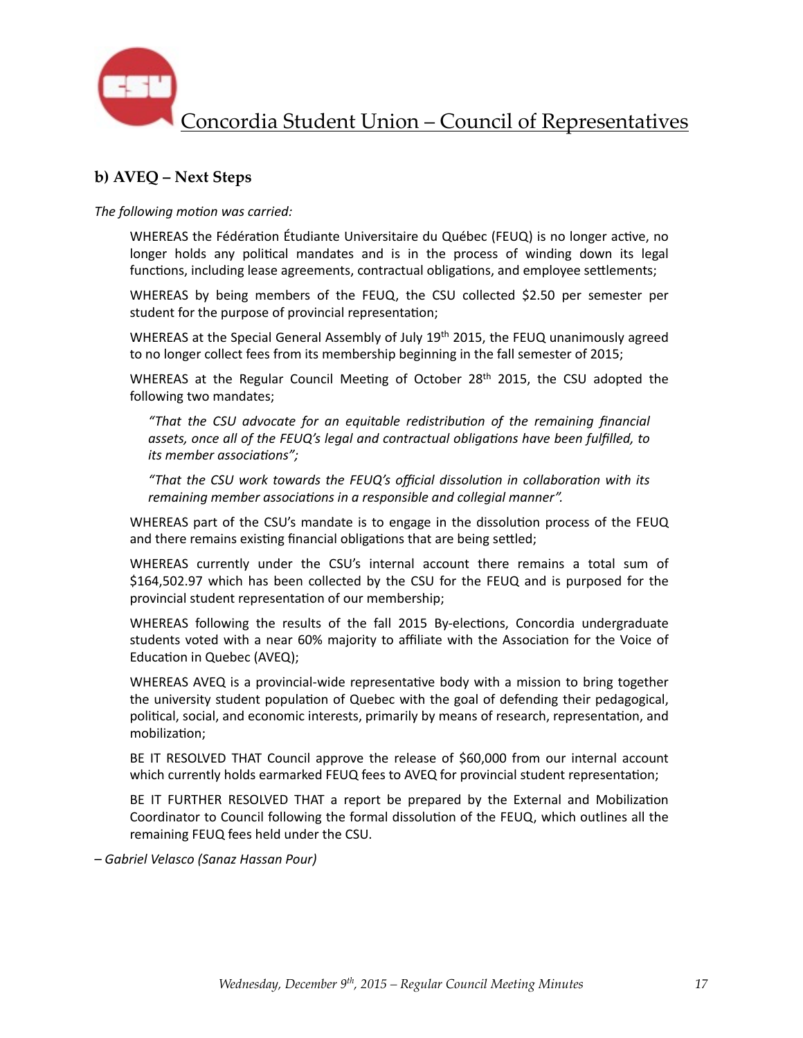### b) AVEQ – Next Steps

*The following motion was carried:*

> WHEREAS the Fédération Étudiante Universitaire du Québec (FEUQ) is no longer active, no longer holds any political mandates and is in the process of winding down its legal functions, including lease agreements, contractual obligations, and employee settlements;
>
> WHEREAS by being members of the FEUQ, the CSU collected $2.50 per semester per student for the purpose of provincial representation;
>
> WHEREAS at the Special General Assembly of July 19th 2015, the FEUQ unanimously agreed to no longer collect fees from its membership beginning in the fall semester of 2015;
>
> WHEREAS at the Regular Council Meeting of October 28th 2015, the CSU adopted the following two mandates;
>
> > *"That the CSU advocate for an equitable redistribution of the remaining financial assets, once all of the FEUQ's legal and contractual obligations have been fulfilled, to its member associations";*
> >
> > *"That the CSU work towards the FEUQ's official dissolution in collaboration with its remaining member associations in a responsible and collegial manner".*
>
> WHEREAS part of the CSU's mandate is to engage in the dissolution process of the FEUQ and there remains existing financial obligations that are being settled;
>
> WHEREAS currently under the CSU's internal account there remains a total sum of $164,502.97 which has been collected by the CSU for the FEUQ and is purposed for the provincial student representation of our membership;
>
> WHEREAS following the results of the fall 2015 By-elections, Concordia undergraduate students voted with a near 60% majority to affiliate with the Association for the Voice of Education in Quebec (AVEQ);
>
> WHEREAS AVEQ is a provincial-wide representative body with a mission to bring together the university student population of Quebec with the goal of defending their pedagogical, political, social, and economic interests, primarily by means of research, representation, and mobilization;
>
> BE IT RESOLVED THAT Council approve the release of $60,000 from our internal account which currently holds earmarked FEUQ fees to AVEQ for provincial student representation;
>
> BE IT FURTHER RESOLVED THAT a report be prepared by the External and Mobilization Coordinator to Council following the formal dissolution of the FEUQ, which outlines all the remaining FEUQ fees held under the CSU.

*– Gabriel Velasco (Sanaz Hassan Pour)*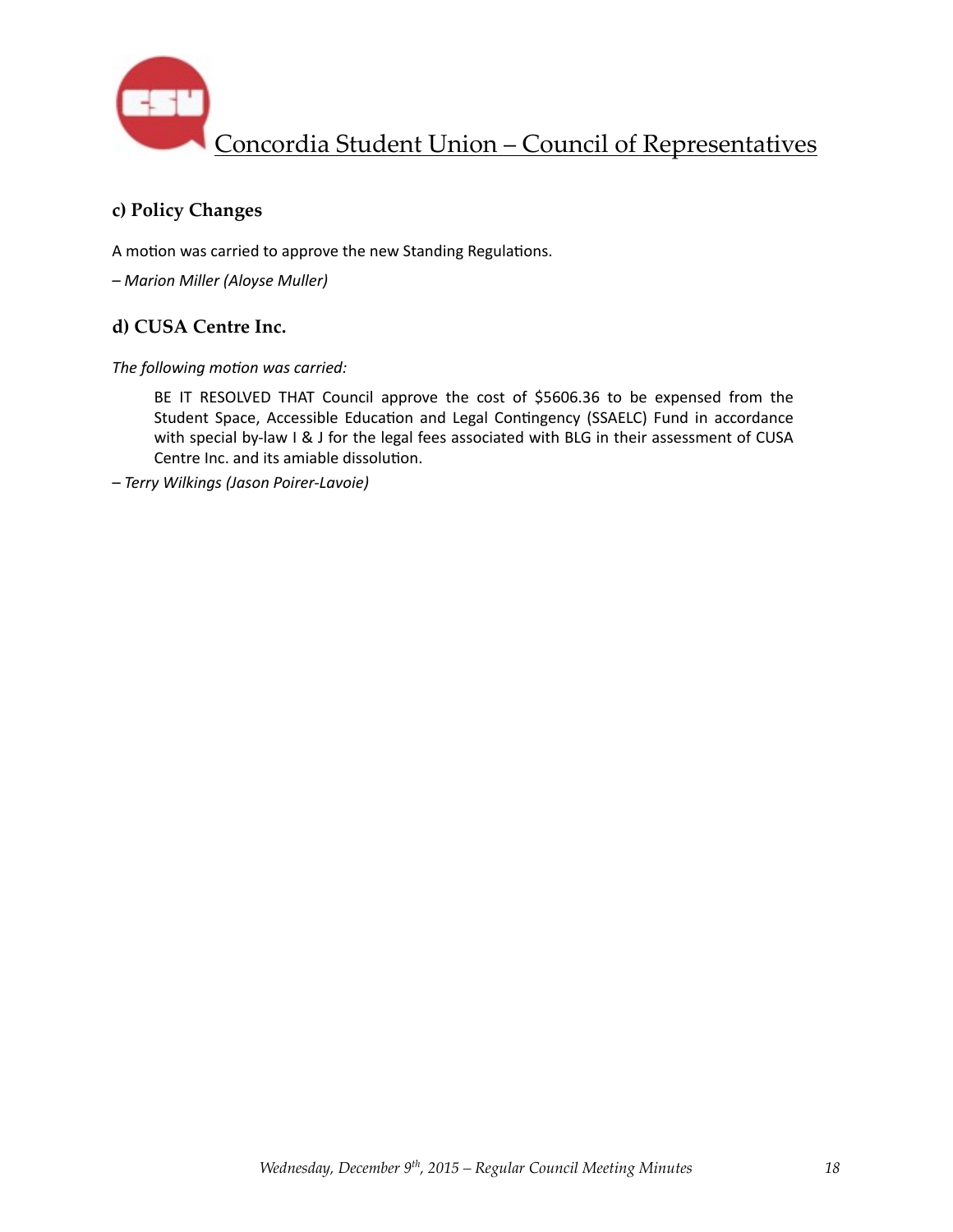### c) Policy Changes

A motion was carried to approve the new Standing Regulations.

*– Marion Miller (Aloyse Muller)*

### d) CUSA Centre Inc.

*The following motion was carried:*

> BE IT RESOLVED THAT Council approve the cost of $5606.36 to be expensed from the Student Space, Accessible Education and Legal Contingency (SSAELC) Fund in accordance with special by-law I & J for the legal fees associated with BLG in their assessment of CUSA Centre Inc. and its amiable dissolution.

*– Terry Wilkings (Jason Poirer-Lavoie)*